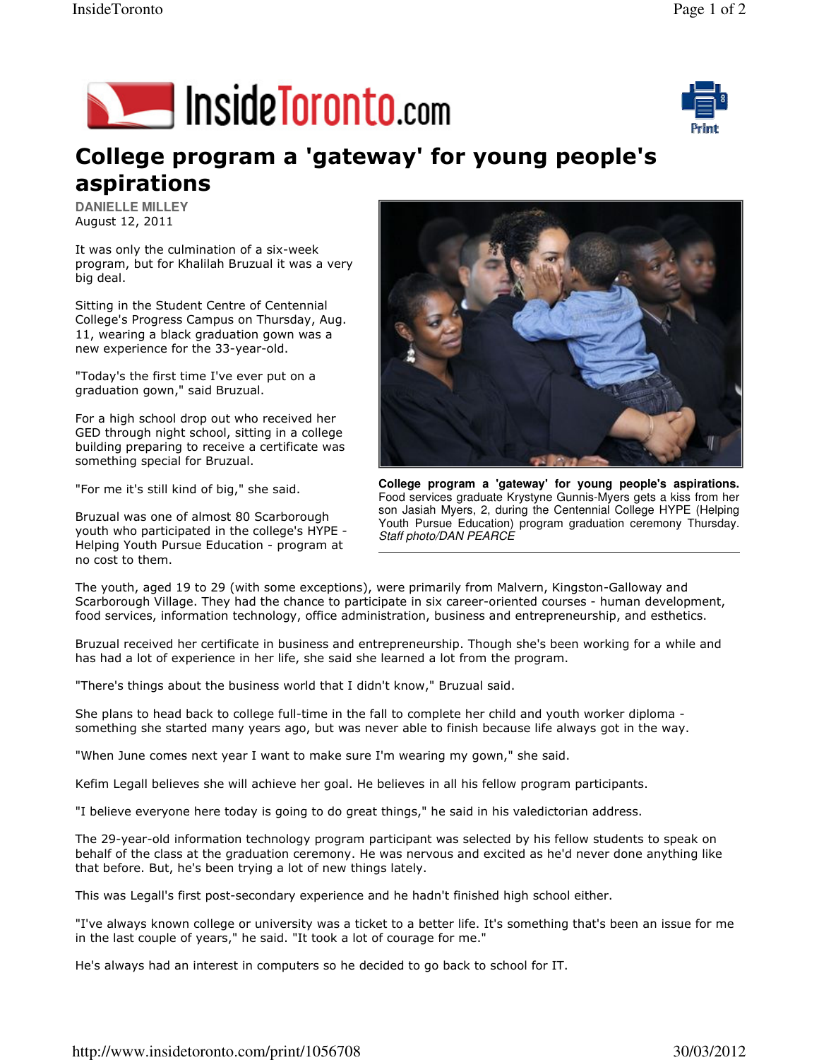# College program a 'gateway' for young people's aspirations

**DANIELLE MILLEY**
August 12, 2011

It was only the culmination of a six-week program, but for Khalilah Bruzual it was a very big deal.

Sitting in the Student Centre of Centennial College's Progress Campus on Thursday, Aug. 11, wearing a black graduation gown was a new experience for the 33-year-old.

"Today's the first time I've ever put on a graduation gown," said Bruzual.

For a high school drop out who received her GED through night school, sitting in a college building preparing to receive a certificate was something special for Bruzual.

"For me it's still kind of big," she said.

Bruzual was one of almost 80 Scarborough youth who participated in the college's HYPE - Helping Youth Pursue Education - program at no cost to them.

**College program a 'gateway' for young people's aspirations.** Food services graduate Krystyne Gunnis-Myers gets a kiss from her son Jasiah Myers, 2, during the Centennial College HYPE (Helping Youth Pursue Education) program graduation ceremony Thursday. *Staff photo/DAN PEARCE*

The youth, aged 19 to 29 (with some exceptions), were primarily from Malvern, Kingston-Galloway and Scarborough Village. They had the chance to participate in six career-oriented courses - human development, food services, information technology, office administration, business and entrepreneurship, and esthetics.

Bruzual received her certificate in business and entrepreneurship. Though she's been working for a while and has had a lot of experience in her life, she said she learned a lot from the program.

"There's things about the business world that I didn't know," Bruzual said.

She plans to head back to college full-time in the fall to complete her child and youth worker diploma - something she started many years ago, but was never able to finish because life always got in the way.

"When June comes next year I want to make sure I'm wearing my gown," she said.

Kefim Legall believes she will achieve her goal. He believes in all his fellow program participants.

"I believe everyone here today is going to do great things," he said in his valedictorian address.

The 29-year-old information technology program participant was selected by his fellow students to speak on behalf of the class at the graduation ceremony. He was nervous and excited as he'd never done anything like that before. But, he's been trying a lot of new things lately.

This was Legall's first post-secondary experience and he hadn't finished high school either.

"I've always known college or university was a ticket to a better life. It's something that's been an issue for me in the last couple of years," he said. "It took a lot of courage for me."

He's always had an interest in computers so he decided to go back to school for IT.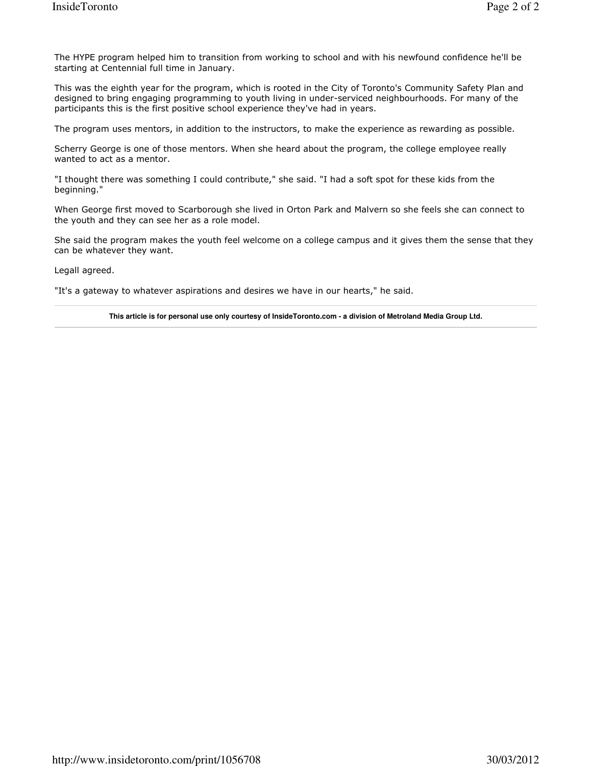The HYPE program helped him to transition from working to school and with his newfound confidence he'll be starting at Centennial full time in January.

This was the eighth year for the program, which is rooted in the City of Toronto's Community Safety Plan and designed to bring engaging programming to youth living in under-serviced neighbourhoods. For many of the participants this is the first positive school experience they've had in years.

The program uses mentors, in addition to the instructors, to make the experience as rewarding as possible.

Scherry George is one of those mentors. When she heard about the program, the college employee really wanted to act as a mentor.

"I thought there was something I could contribute," she said. "I had a soft spot for these kids from the beginning."

When George first moved to Scarborough she lived in Orton Park and Malvern so she feels she can connect to the youth and they can see her as a role model.

She said the program makes the youth feel welcome on a college campus and it gives them the sense that they can be whatever they want.

Legall agreed.

"It's a gateway to whatever aspirations and desires we have in our hearts," he said.

---

**This article is for personal use only courtesy of InsideToronto.com - a division of Metroland Media Group Ltd.**